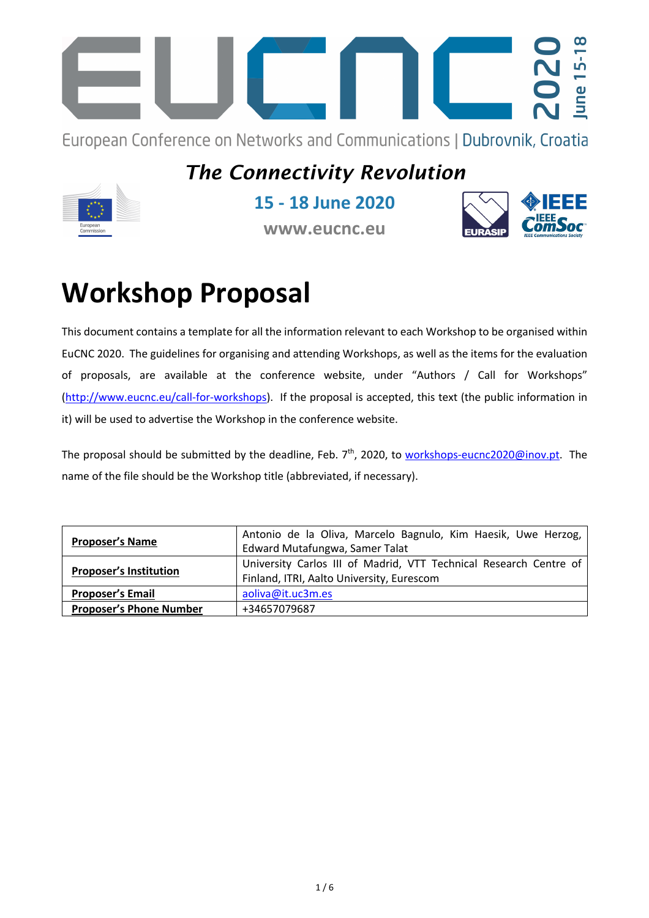EUCNC 2020 June 15-18

European Conference on Networks and Communications | Dubrovnik, Croatia

***The Connectivity Revolution***

**15 - 18 June 2020**

**www.eucnc.eu**

# Workshop Proposal

This document contains a template for all the information relevant to each Workshop to be organised within EuCNC 2020. The guidelines for organising and attending Workshops, as well as the items for the evaluation of proposals, are available at the conference website, under "Authors / Call for Workshops" (http://www.eucnc.eu/call-for-workshops). If the proposal is accepted, this text (the public information in it) will be used to advertise the Workshop in the conference website.

The proposal should be submitted by the deadline, Feb. 7th, 2020, to workshops-eucnc2020@inov.pt. The name of the file should be the Workshop title (abbreviated, if necessary).

| | |
|---|---|
| **Proposer's Name** | Antonio de la Oliva, Marcelo Bagnulo, Kim Haesik, Uwe Herzog, Edward Mutafungwa, Samer Talat |
| **Proposer's Institution** | University Carlos III of Madrid, VTT Technical Research Centre of Finland, ITRI, Aalto University, Eurescom |
| **Proposer's Email** | aoliva@it.uc3m.es |
| **Proposer's Phone Number** | +34657079687 |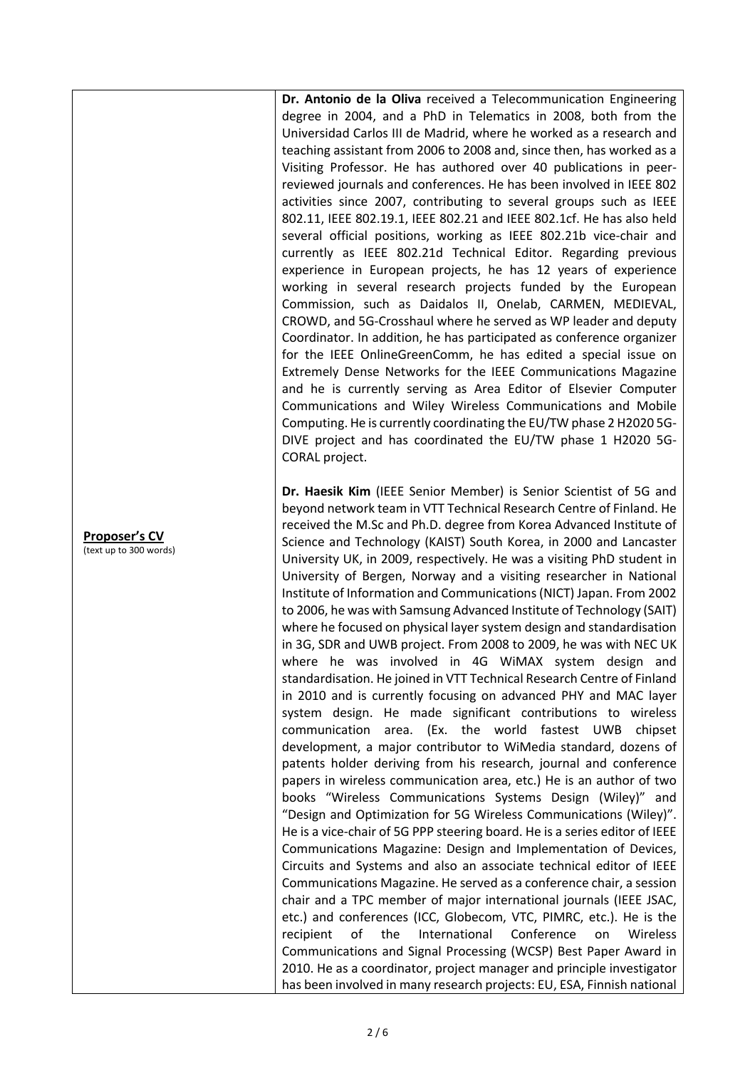| | |
|---|---|
| **Proposer's CV** (text up to 300 words) | **Dr. Antonio de la Oliva** received a Telecommunication Engineering degree in 2004, and a PhD in Telematics in 2008, both from the Universidad Carlos III de Madrid, where he worked as a research and teaching assistant from 2006 to 2008 and, since then, has worked as a Visiting Professor. He has authored over 40 publications in peer-reviewed journals and conferences. He has been involved in IEEE 802 activities since 2007, contributing to several groups such as IEEE 802.11, IEEE 802.19.1, IEEE 802.21 and IEEE 802.1cf. He has also held several official positions, working as IEEE 802.21b vice-chair and currently as IEEE 802.21d Technical Editor. Regarding previous experience in European projects, he has 12 years of experience working in several research projects funded by the European Commission, such as Daidalos II, Onelab, CARMEN, MEDIEVAL, CROWD, and 5G-Crosshaul where he served as WP leader and deputy Coordinator. In addition, he has participated as conference organizer for the IEEE OnlineGreenComm, he has edited a special issue on Extremely Dense Networks for the IEEE Communications Magazine and he is currently serving as Area Editor of Elsevier Computer Communications and Wiley Wireless Communications and Mobile Computing. He is currently coordinating the EU/TW phase 2 H2020 5G-DIVE project and has coordinated the EU/TW phase 1 H2020 5G-CORAL project.<br><br>**Dr. Haesik Kim** (IEEE Senior Member) is Senior Scientist of 5G and beyond network team in VTT Technical Research Centre of Finland. He received the M.Sc and Ph.D. degree from Korea Advanced Institute of Science and Technology (KAIST) South Korea, in 2000 and Lancaster University UK, in 2009, respectively. He was a visiting PhD student in University of Bergen, Norway and a visiting researcher in National Institute of Information and Communications (NICT) Japan. From 2002 to 2006, he was with Samsung Advanced Institute of Technology (SAIT) where he focused on physical layer system design and standardisation in 3G, SDR and UWB project. From 2008 to 2009, he was with NEC UK where he was involved in 4G WiMAX system design and standardisation. He joined in VTT Technical Research Centre of Finland in 2010 and is currently focusing on advanced PHY and MAC layer system design. He made significant contributions to wireless communication area. (Ex. the world fastest UWB chipset development, a major contributor to WiMedia standard, dozens of patents holder deriving from his research, journal and conference papers in wireless communication area, etc.) He is an author of two books "Wireless Communications Systems Design (Wiley)" and "Design and Optimization for 5G Wireless Communications (Wiley)". He is a vice-chair of 5G PPP steering board. He is a series editor of IEEE Communications Magazine: Design and Implementation of Devices, Circuits and Systems and also an associate technical editor of IEEE Communications Magazine. He served as a conference chair, a session chair and a TPC member of major international journals (IEEE JSAC, etc.) and conferences (ICC, Globecom, VTC, PIMRC, etc.). He is the recipient of the International Conference on Wireless Communications and Signal Processing (WCSP) Best Paper Award in 2010. He as a coordinator, project manager and principle investigator has been involved in many research projects: EU, ESA, Finnish national |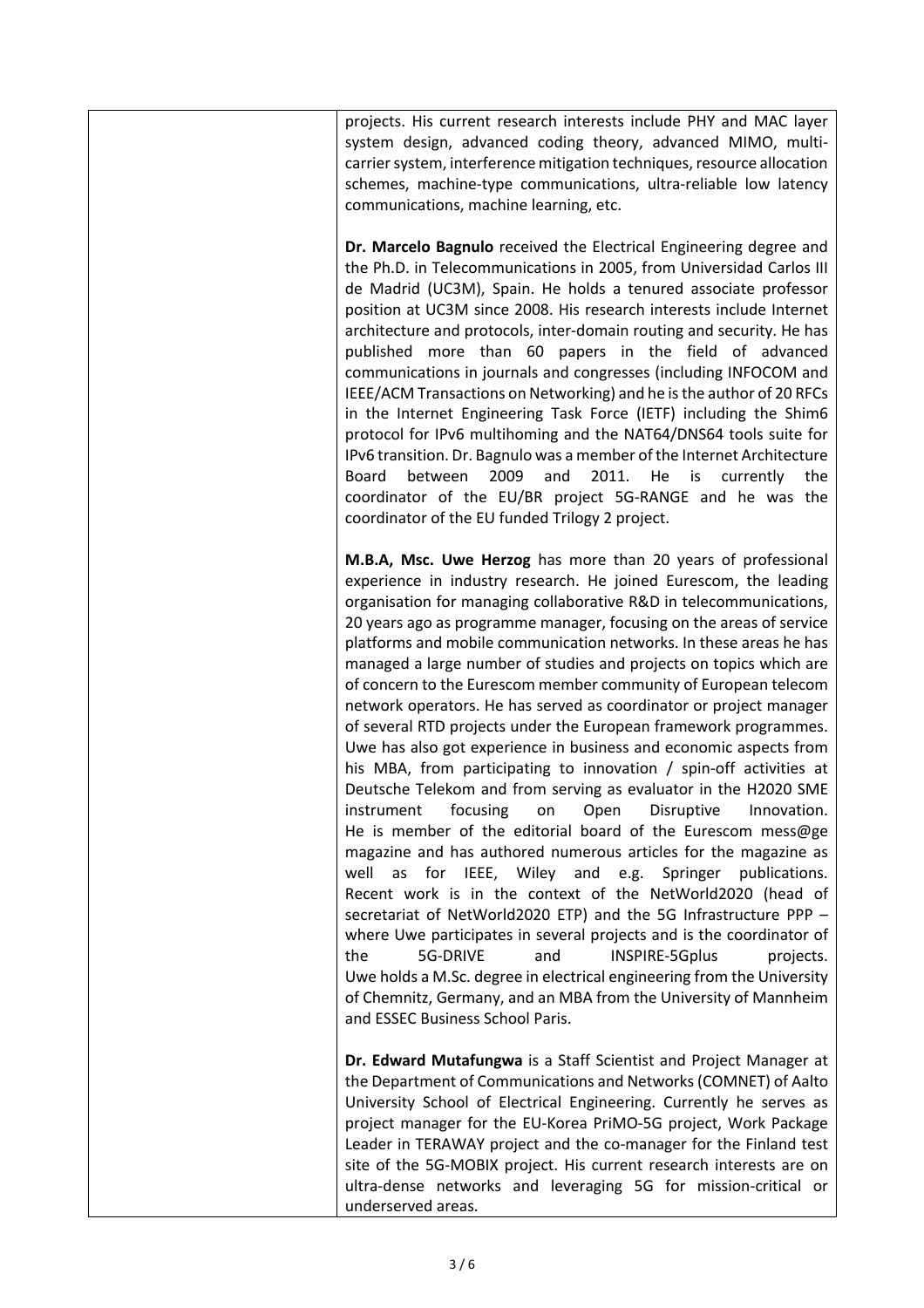projects. His current research interests include PHY and MAC layer system design, advanced coding theory, advanced MIMO, multi-carrier system, interference mitigation techniques, resource allocation schemes, machine-type communications, ultra-reliable low latency communications, machine learning, etc.

**Dr. Marcelo Bagnulo** received the Electrical Engineering degree and the Ph.D. in Telecommunications in 2005, from Universidad Carlos III de Madrid (UC3M), Spain. He holds a tenured associate professor position at UC3M since 2008. His research interests include Internet architecture and protocols, inter-domain routing and security. He has published more than 60 papers in the field of advanced communications in journals and congresses (including INFOCOM and IEEE/ACM Transactions on Networking) and he is the author of 20 RFCs in the Internet Engineering Task Force (IETF) including the Shim6 protocol for IPv6 multihoming and the NAT64/DNS64 tools suite for IPv6 transition. Dr. Bagnulo was a member of the Internet Architecture Board between 2009 and 2011. He is currently the coordinator of the EU/BR project 5G-RANGE and he was the coordinator of the EU funded Trilogy 2 project.

**M.B.A, Msc. Uwe Herzog** has more than 20 years of professional experience in industry research. He joined Eurescom, the leading organisation for managing collaborative R&D in telecommunications, 20 years ago as programme manager, focusing on the areas of service platforms and mobile communication networks. In these areas he has managed a large number of studies and projects on topics which are of concern to the Eurescom member community of European telecom network operators. He has served as coordinator or project manager of several RTD projects under the European framework programmes. Uwe has also got experience in business and economic aspects from his MBA, from participating to innovation / spin-off activities at Deutsche Telekom and from serving as evaluator in the H2020 SME instrument focusing on Open Disruptive Innovation. He is member of the editorial board of the Eurescom mess@ge magazine and has authored numerous articles for the magazine as well as for IEEE, Wiley and e.g. Springer publications. Recent work is in the context of the NetWorld2020 (head of secretariat of NetWorld2020 ETP) and the 5G Infrastructure PPP – where Uwe participates in several projects and is the coordinator of the 5G-DRIVE and INSPIRE-5Gplus projects. Uwe holds a M.Sc. degree in electrical engineering from the University of Chemnitz, Germany, and an MBA from the University of Mannheim and ESSEC Business School Paris.

**Dr. Edward Mutafungwa** is a Staff Scientist and Project Manager at the Department of Communications and Networks (COMNET) of Aalto University School of Electrical Engineering. Currently he serves as project manager for the EU-Korea PriMO-5G project, Work Package Leader in TERAWAY project and the co-manager for the Finland test site of the 5G-MOBIX project. His current research interests are on ultra-dense networks and leveraging 5G for mission-critical or underserved areas.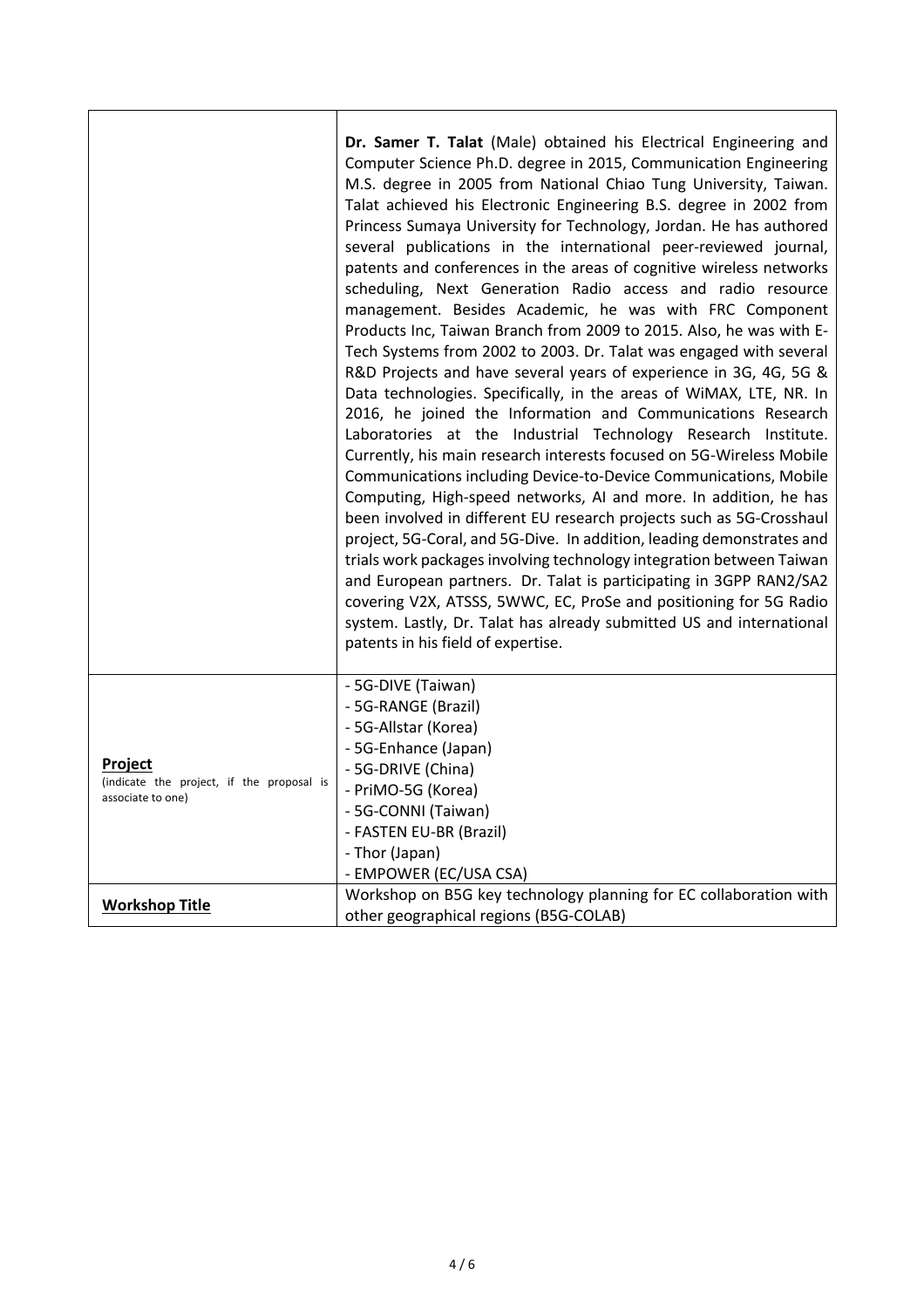| | |
|---|---|
| | **Dr. Samer T. Talat** (Male) obtained his Electrical Engineering and Computer Science Ph.D. degree in 2015, Communication Engineering M.S. degree in 2005 from National Chiao Tung University, Taiwan. Talat achieved his Electronic Engineering B.S. degree in 2002 from Princess Sumaya University for Technology, Jordan. He has authored several publications in the international peer-reviewed journal, patents and conferences in the areas of cognitive wireless networks scheduling, Next Generation Radio access and radio resource management. Besides Academic, he was with FRC Component Products Inc, Taiwan Branch from 2009 to 2015. Also, he was with E-Tech Systems from 2002 to 2003. Dr. Talat was engaged with several R&D Projects and have several years of experience in 3G, 4G, 5G & Data technologies. Specifically, in the areas of WiMAX, LTE, NR. In 2016, he joined the Information and Communications Research Laboratories at the Industrial Technology Research Institute. Currently, his main research interests focused on 5G-Wireless Mobile Communications including Device-to-Device Communications, Mobile Computing, High-speed networks, AI and more. In addition, he has been involved in different EU research projects such as 5G-Crosshaul project, 5G-Coral, and 5G-Dive. In addition, leading demonstrates and trials work packages involving technology integration between Taiwan and European partners. Dr. Talat is participating in 3GPP RAN2/SA2 covering V2X, ATSSS, 5WWC, EC, ProSe and positioning for 5G Radio system. Lastly, Dr. Talat has already submitted US and international patents in his field of expertise. |
| **Project** (indicate the project, if the proposal is associate to one) | - 5G-DIVE (Taiwan)<br>- 5G-RANGE (Brazil)<br>- 5G-Allstar (Korea)<br>- 5G-Enhance (Japan)<br>- 5G-DRIVE (China)<br>- PriMO-5G (Korea)<br>- 5G-CONNI (Taiwan)<br>- FASTEN EU-BR (Brazil)<br>- Thor (Japan)<br>- EMPOWER (EC/USA CSA) |
| **Workshop Title** | Workshop on B5G key technology planning for EC collaboration with other geographical regions (B5G-COLAB) |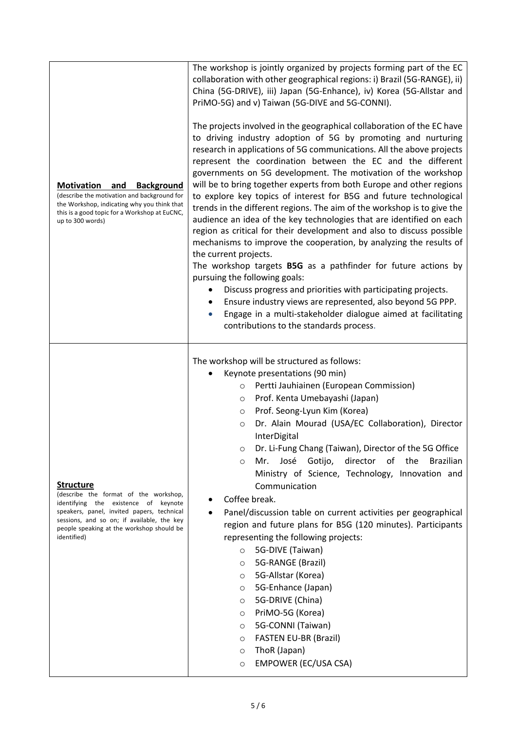| | |
|---|---|
| **Motivation and Background** (describe the motivation and background for the Workshop, indicating why you think that this is a good topic for a Workshop at EuCNC, up to 300 words) | The workshop is jointly organized by projects forming part of the EC collaboration with other geographical regions: i) Brazil (5G-RANGE), ii) China (5G-DRIVE), iii) Japan (5G-Enhance), iv) Korea (5G-Allstar and PriMO-5G) and v) Taiwan (5G-DIVE and 5G-CONNI).<br><br>The projects involved in the geographical collaboration of the EC have to driving industry adoption of 5G by promoting and nurturing research in applications of 5G communications. All the above projects represent the coordination between the EC and the different governments on 5G development. The motivation of the workshop will be to bring together experts from both Europe and other regions to explore key topics of interest for B5G and future technological trends in the different regions. The aim of the workshop is to give the audience an idea of the key technologies that are identified on each region as critical for their development and also to discuss possible mechanisms to improve the cooperation, by analyzing the results of the current projects.<br>The workshop targets **B5G** as a pathfinder for future actions by pursuing the following goals:<br>• Discuss progress and priorities with participating projects.<br>• Ensure industry views are represented, also beyond 5G PPP.<br>• Engage in a multi-stakeholder dialogue aimed at facilitating contributions to the standards process. |
| **Structure** (describe the format of the workshop, identifying the existence of keynote speakers, panel, invited papers, technical sessions, and so on; if available, the key people speaking at the workshop should be identified) | The workshop will be structured as follows:<br>• Keynote presentations (90 min)<br>  ○ Pertti Jauhiainen (European Commission)<br>  ○ Prof. Kenta Umebayashi (Japan)<br>  ○ Prof. Seong-Lyun Kim (Korea)<br>  ○ Dr. Alain Mourad (USA/EC Collaboration), Director InterDigital<br>  ○ Dr. Li-Fung Chang (Taiwan), Director of the 5G Office<br>  ○ Mr. José Gotijo, director of the Brazilian Ministry of Science, Technology, Innovation and Communication<br>• Coffee break.<br>• Panel/discussion table on current activities per geographical region and future plans for B5G (120 minutes). Participants representing the following projects:<br>  ○ 5G-DIVE (Taiwan)<br>  ○ 5G-RANGE (Brazil)<br>  ○ 5G-Allstar (Korea)<br>  ○ 5G-Enhance (Japan)<br>  ○ 5G-DRIVE (China)<br>  ○ PriMO-5G (Korea)<br>  ○ 5G-CONNI (Taiwan)<br>  ○ FASTEN EU-BR (Brazil)<br>  ○ ThoR (Japan)<br>  ○ EMPOWER (EC/USA CSA) |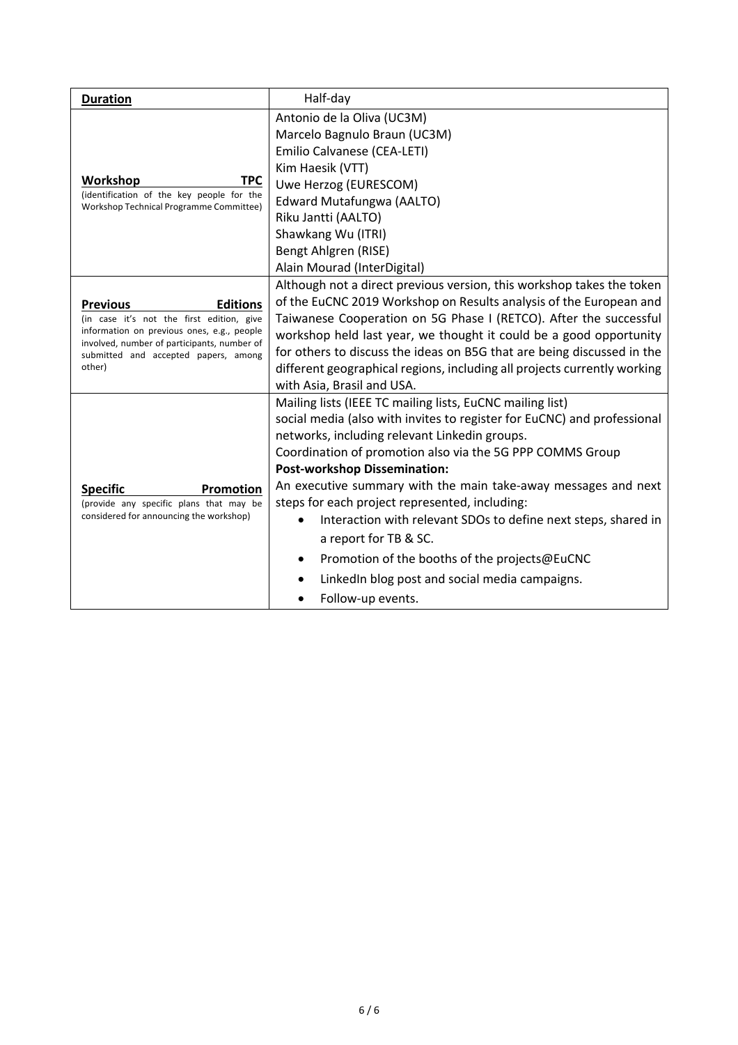| | |
|---|---|
| **Duration** | Half-day |
| **Workshop TPC** (identification of the key people for the Workshop Technical Programme Committee) | Antonio de la Oliva (UC3M)<br>Marcelo Bagnulo Braun (UC3M)<br>Emilio Calvanese (CEA-LETI)<br>Kim Haesik (VTT)<br>Uwe Herzog (EURESCOM)<br>Edward Mutafungwa (AALTO)<br>Riku Jantti (AALTO)<br>Shawkang Wu (ITRI)<br>Bengt Ahlgren (RISE)<br>Alain Mourad (InterDigital) |
| **Previous Editions** (in case it's not the first edition, give information on previous ones, e.g., people involved, number of participants, number of submitted and accepted papers, among other) | Although not a direct previous version, this workshop takes the token of the EuCNC 2019 Workshop on Results analysis of the European and Taiwanese Cooperation on 5G Phase I (RETCO). After the successful workshop held last year, we thought it could be a good opportunity for others to discuss the ideas on B5G that are being discussed in the different geographical regions, including all projects currently working with Asia, Brasil and USA. |
| **Specific Promotion** (provide any specific plans that may be considered for announcing the workshop) | Mailing lists (IEEE TC mailing lists, EuCNC mailing list)<br>social media (also with invites to register for EuCNC) and professional networks, including relevant Linkedin groups.<br>Coordination of promotion also via the 5G PPP COMMS Group<br>**Post-workshop Dissemination:**<br>An executive summary with the main take-away messages and next steps for each project represented, including:<br>• Interaction with relevant SDOs to define next steps, shared in a report for TB & SC.<br>• Promotion of the booths of the projects@EuCNC<br>• LinkedIn blog post and social media campaigns.<br>• Follow-up events. |